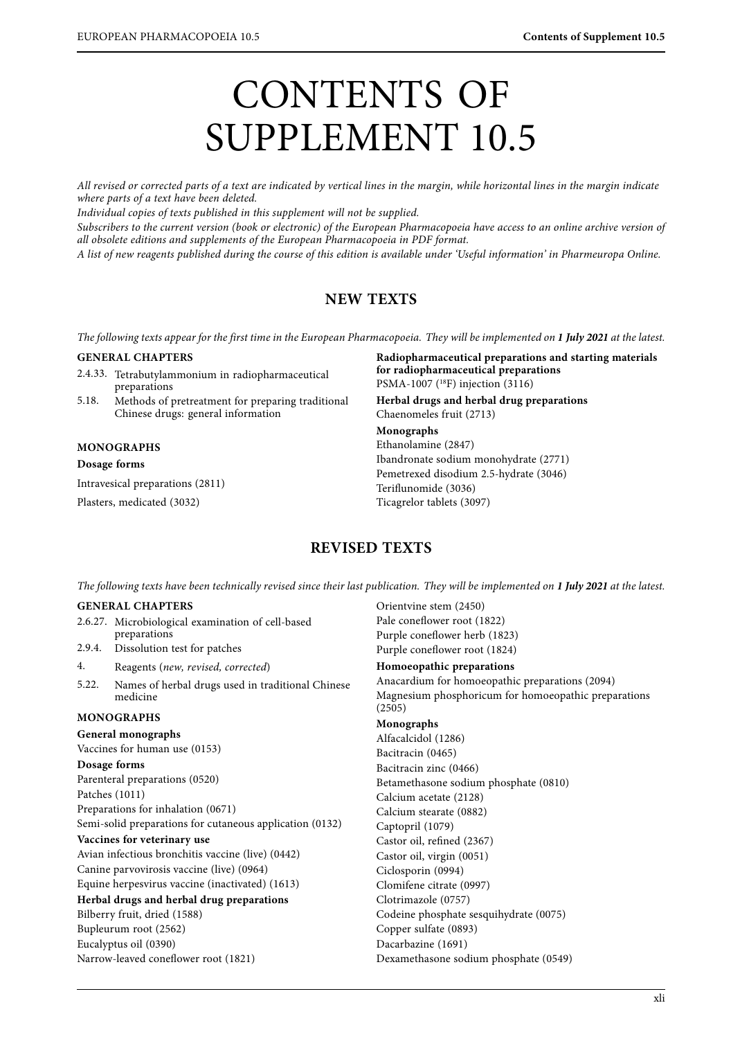# CONTENTS OF SUPPLEMENT 10.5

*All revised or corrected parts of a text are indicated by vertical lines in the margin, while horizontal lines in the margin indicate where parts of a text have been deleted.*

*Individual copies of texts published in this supplement will not be supplied.*

*Subscribers to the current version (book or electronic) of the European Pharmacopoeia have access to an online archive version of all obsolete editions and supplements of the European Pharmacopoeia in PDF format.*

*A list of new reagents published during the course of this edition is available under 'Useful information' in Pharmeuropa Online.*

## NEW TEXTS

*The following texts appear for the first time in the European Pharmacopoeia. They will be implemented on **1 July 2021** at the latest.*

**GENERAL CHAPTERS**

2.4.33. Tetrabutylammonium in radiopharmaceutical preparations

5.18. Methods of pretreatment for preparing traditional Chinese drugs: general information

**MONOGRAPHS**

**Dosage forms**

Intravesical preparations (2811)

Plasters, medicated (3032)

**Radiopharmaceutical preparations and starting materials for radiopharmaceutical preparations**

PSMA-1007 ($^{18}$F) injection (3116)

**Herbal drugs and herbal drug preparations**

Chaenomeles fruit (2713)

**Monographs**

Ethanolamine (2847)

Ibandronate sodium monohydrate (2771)

Pemetrexed disodium 2.5-hydrate (3046)

Teriflunomide (3036)

Ticagrelor tablets (3097)

## REVISED TEXTS

*The following texts have been technically revised since their last publication. They will be implemented on **1 July 2021** at the latest.*

**GENERAL CHAPTERS**

2.6.27. Microbiological examination of cell-based preparations

2.9.4. Dissolution test for patches

4. Reagents (*new, revised, corrected*)

5.22. Names of herbal drugs used in traditional Chinese medicine

**MONOGRAPHS**

**General monographs**

Vaccines for human use (0153)

**Dosage forms**

Parenteral preparations (0520)

Patches (1011)

Preparations for inhalation (0671)

Semi-solid preparations for cutaneous application (0132)

**Vaccines for veterinary use**

Avian infectious bronchitis vaccine (live) (0442)

Canine parvovirosis vaccine (live) (0964)

Equine herpesvirus vaccine (inactivated) (1613)

**Herbal drugs and herbal drug preparations**

Bilberry fruit, dried (1588)

Bupleurum root (2562)

Eucalyptus oil (0390)

Narrow-leaved coneflower root (1821)

Orientvine stem (2450)

Pale coneflower root (1822)

Purple coneflower herb (1823)

Purple coneflower root (1824)

**Homoeopathic preparations**

Anacardium for homoeopathic preparations (2094)

Magnesium phosphoricum for homoeopathic preparations (2505)

**Monographs**

Alfacalcidol (1286)

Bacitracin (0465)

Bacitracin zinc (0466)

Betamethasone sodium phosphate (0810)

Calcium acetate (2128)

Calcium stearate (0882)

Captopril (1079)

Castor oil, refined (2367)

Castor oil, virgin (0051)

Ciclosporin (0994)

Clomifene citrate (0997)

Clotrimazole (0757)

Codeine phosphate sesquihydrate (0075)

Copper sulfate (0893)

Dacarbazine (1691)

Dexamethasone sodium phosphate (0549)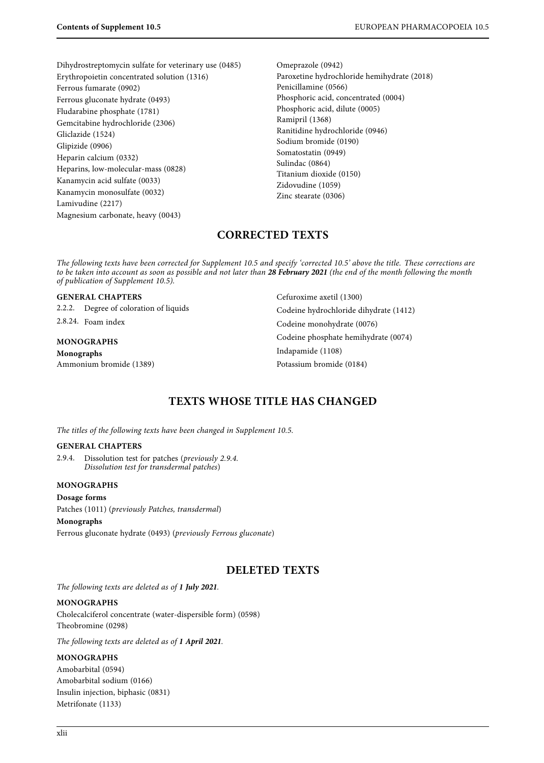Dihydrostreptomycin sulfate for veterinary use (0485)
Erythropoietin concentrated solution (1316)
Ferrous fumarate (0902)
Ferrous gluconate hydrate (0493)
Fludarabine phosphate (1781)
Gemcitabine hydrochloride (2306)
Gliclazide (1524)
Glipizide (0906)
Heparin calcium (0332)
Heparins, low-molecular-mass (0828)
Kanamycin acid sulfate (0033)
Kanamycin monosulfate (0032)
Lamivudine (2217)
Magnesium carbonate, heavy (0043)
Omeprazole (0942)
Paroxetine hydrochloride hemihydrate (2018)
Penicillamine (0566)
Phosphoric acid, concentrated (0004)
Phosphoric acid, dilute (0005)
Ramipril (1368)
Ranitidine hydrochloride (0946)
Sodium bromide (0190)
Somatostatin (0949)
Sulindac (0864)
Titanium dioxide (0150)
Zidovudine (1059)
Zinc stearate (0306)

## CORRECTED TEXTS

*The following texts have been corrected for Supplement 10.5 and specify 'corrected 10.5' above the title. These corrections are to be taken into account as soon as possible and not later than **28 February 2021** (the end of the month following the month of publication of Supplement 10.5).*

**GENERAL CHAPTERS**

2.2.2. Degree of coloration of liquids

2.8.24. Foam index

**MONOGRAPHS**

**Monographs**

Ammonium bromide (1389)
Cefuroxime axetil (1300)
Codeine hydrochloride dihydrate (1412)
Codeine monohydrate (0076)
Codeine phosphate hemihydrate (0074)
Indapamide (1108)
Potassium bromide (0184)

## TEXTS WHOSE TITLE HAS CHANGED

*The titles of the following texts have been changed in Supplement 10.5.*

**GENERAL CHAPTERS**

2.9.4. Dissolution test for patches (*previously 2.9.4. Dissolution test for transdermal patches*)

**MONOGRAPHS**

**Dosage forms**

Patches (1011) (*previously Patches, transdermal*)

**Monographs**

Ferrous gluconate hydrate (0493) (*previously Ferrous gluconate*)

## DELETED TEXTS

*The following texts are deleted as of **1 July 2021**.*

**MONOGRAPHS**

Cholecalciferol concentrate (water-dispersible form) (0598)
Theobromine (0298)

*The following texts are deleted as of **1 April 2021**.*

**MONOGRAPHS**

Amobarbital (0594)
Amobarbital sodium (0166)
Insulin injection, biphasic (0831)
Metrifonate (1133)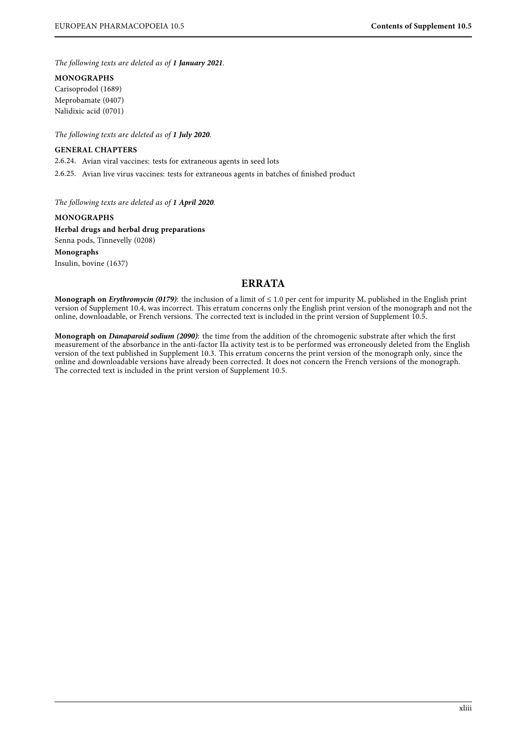*The following texts are deleted as of **1 January 2021**.*

**MONOGRAPHS**

Carisoprodol (1689)

Meprobamate (0407)

Nalidixic acid (0701)

*The following texts are deleted as of **1 July 2020**.*

**GENERAL CHAPTERS**

2.6.24. Avian viral vaccines: tests for extraneous agents in seed lots

2.6.25. Avian live virus vaccines: tests for extraneous agents in batches of finished product

*The following texts are deleted as of **1 April 2020**.*

**MONOGRAPHS**

**Herbal drugs and herbal drug preparations**

Senna pods, Tinnevelly (0208)

**Monographs**

Insulin, bovine (1637)

## ERRATA

**Monograph on *Erythromycin (0179)***: the inclusion of a limit of ≤ 1.0 per cent for impurity M, published in the English print version of Supplement 10.4, was incorrect. This erratum concerns only the English print version of the monograph and not the online, downloadable, or French versions. The corrected text is included in the print version of Supplement 10.5.

**Monograph on *Danaparoid sodium (2090)***: the time from the addition of the chromogenic substrate after which the first measurement of the absorbance in the anti-factor IIa activity test is to be performed was erroneously deleted from the English version of the text published in Supplement 10.3. This erratum concerns the print version of the monograph only, since the online and downloadable versions have already been corrected. It does not concern the French versions of the monograph. The corrected text is included in the print version of Supplement 10.5.